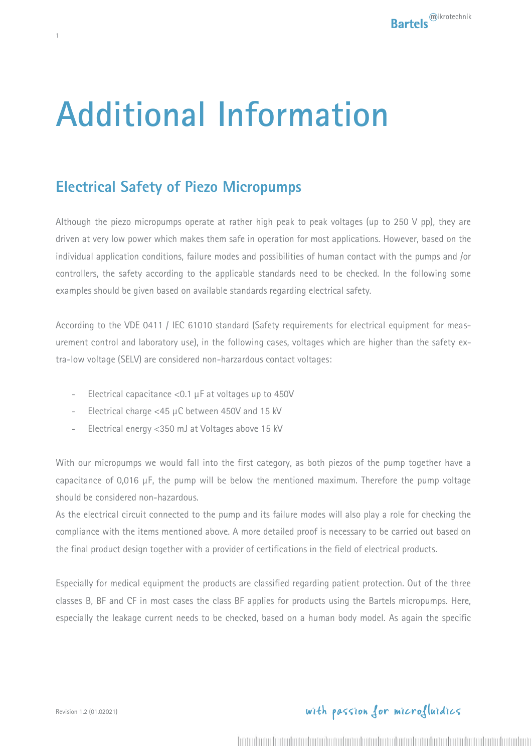# Additional Information

## Electrical Safety of Piezo Micropumps

Although the piezo micropumps operate at rather high peak to peak voltages (up to 250 V pp), they are driven at very low power which makes them safe in operation for most applications. However, based on the individual application conditions, failure modes and possibilities of human contact with the pumps and /or controllers, the safety according to the applicable standards need to be checked. In the following some examples should be given based on available standards regarding electrical safety.

According to the VDE 0411 / IEC 61010 standard (Safety requirements for electrical equipment for measurement control and laboratory use), in the following cases, voltages which are higher than the safety extra-low voltage (SELV) are considered non-harzardous contact voltages:

- Electrical capacitance <0.1 µF at voltages up to 450V
- Electrical charge <45 µC between 450V and 15 kV
- Electrical energy <350 mJ at Voltages above 15 kV

With our micropumps we would fall into the first category, as both piezos of the pump together have a capacitance of 0,016 µF, the pump will be below the mentioned maximum. Therefore the pump voltage should be considered non-hazardous.

As the electrical circuit connected to the pump and its failure modes will also play a role for checking the compliance with the items mentioned above. A more detailed proof is necessary to be carried out based on the final product design together with a provider of certifications in the field of electrical products.

Especially for medical equipment the products are classified regarding patient protection. Out of the three classes B, BF and CF in most cases the class BF applies for products using the Bartels micropumps. Here, especially the leakage current needs to be checked, based on a human body model. As again the specific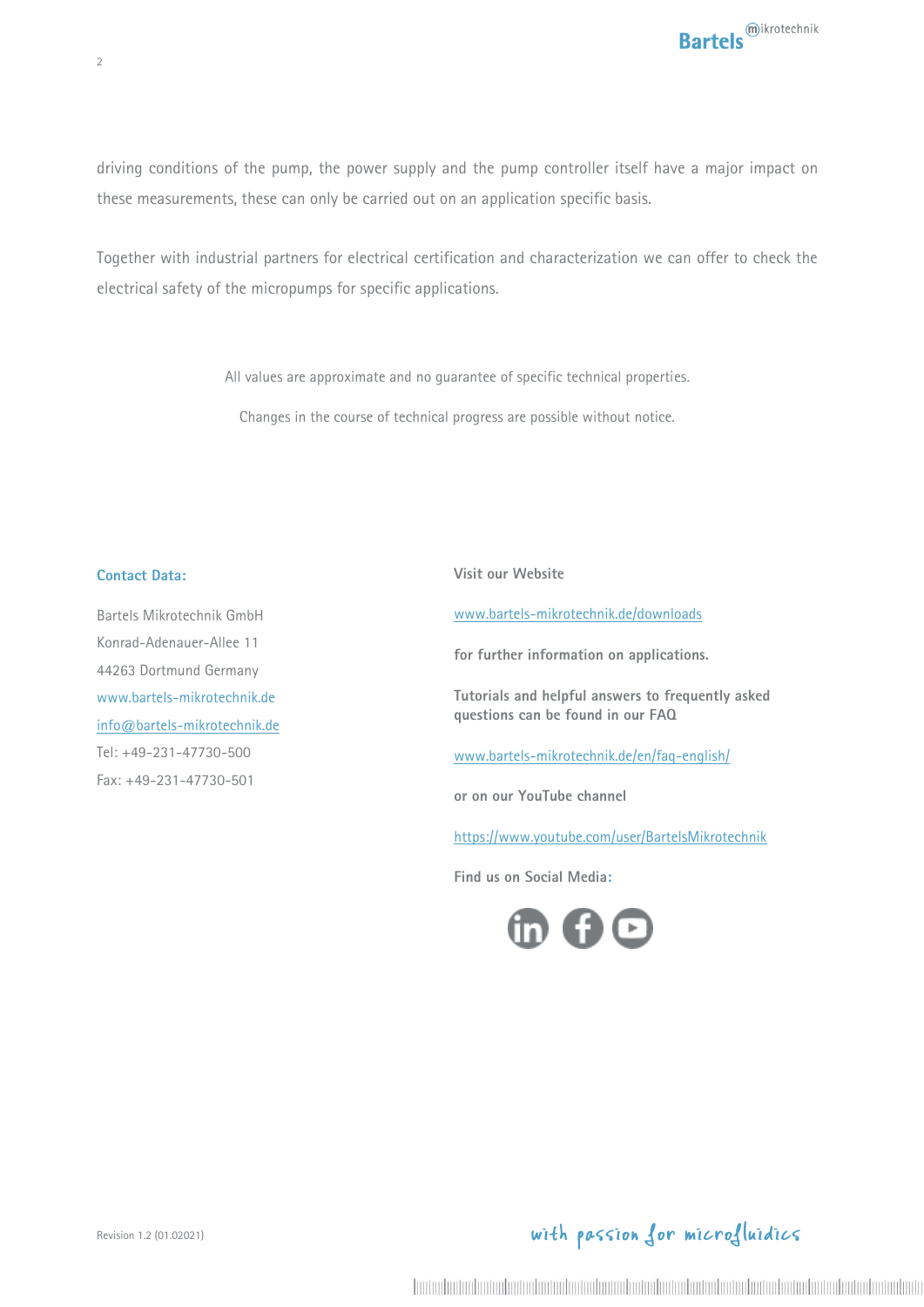driving conditions of the pump, the power supply and the pump controller itself have a major impact on these measurements, these can only be carried out on an application specific basis.

Together with industrial partners for electrical certification and characterization we can offer to check the electrical safety of the micropumps for specific applications.

All values are approximate and no guarantee of specific technical properties.

Changes in the course of technical progress are possible without notice.

**Contact Data:**

Bartels Mikrotechnik GmbH
Konrad-Adenauer-Allee 11
44263 Dortmund Germany
www.bartels-mikrotechnik.de
info@bartels-mikrotechnik.de
Tel: +49-231-47730-500
Fax: +49-231-47730-501

**Visit our Website**

www.bartels-mikrotechnik.de/downloads

**for further information on applications.**

**Tutorials and helpful answers to frequently asked questions can be found in our FAQ**

www.bartels-mikrotechnik.de/en/faq-english/

**or on our YouTube channel**

https://www.youtube.com/user/BartelsMikrotechnik

**Find us on Social Media:**

Revision 1.2 (01.02021)

with passion for microfluidics